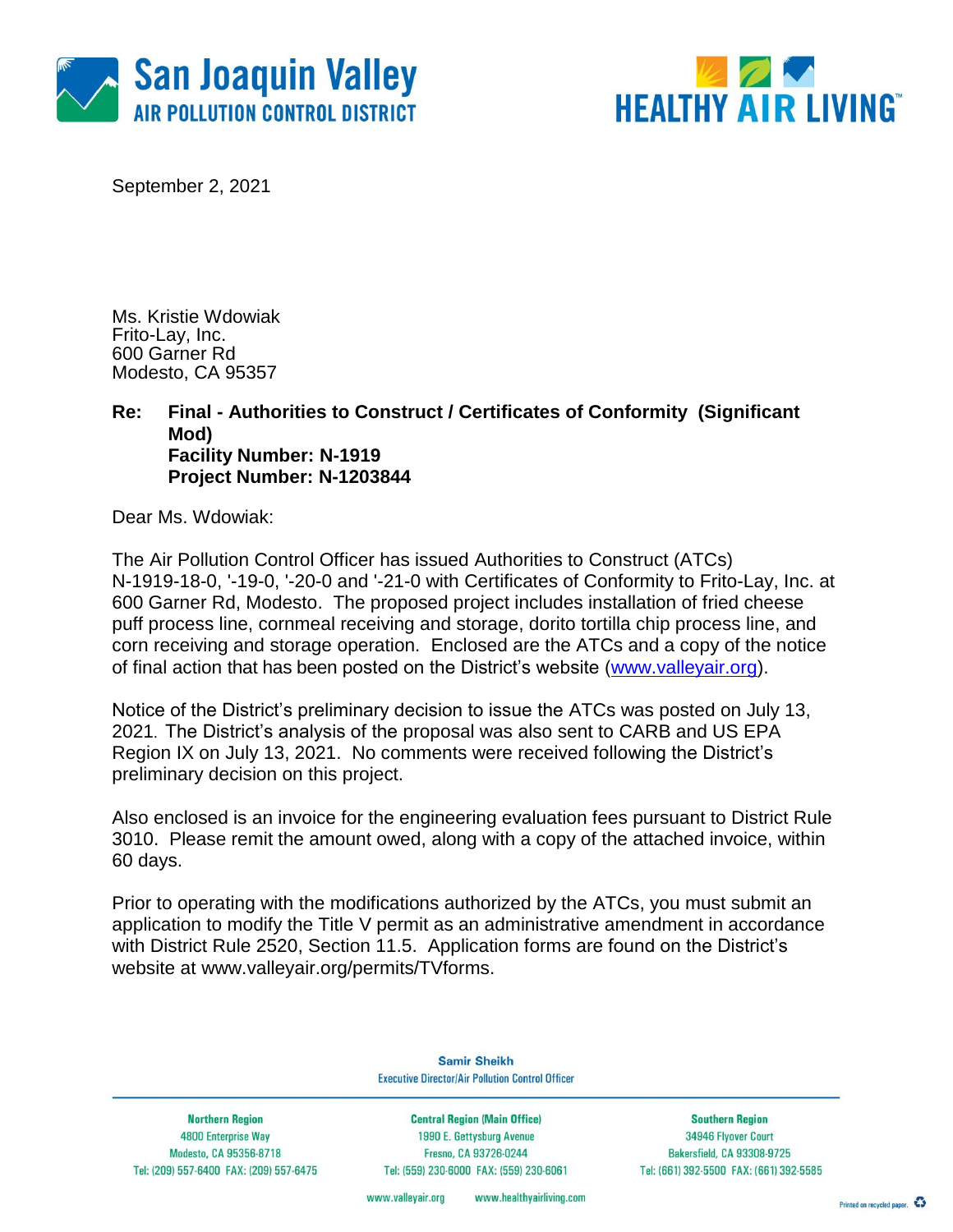San Joaquin Valley
AIR POLLUTION CONTROL DISTRICT

HEALTHY AIR LIVING™

September 2, 2021

Ms. Kristie Wdowiak
Frito-Lay, Inc.
600 Garner Rd
Modesto, CA 95357

**Re: Final - Authorities to Construct / Certificates of Conformity (Significant Mod)**
**Facility Number: N-1919**
**Project Number: N-1203844**

Dear Ms. Wdowiak:

The Air Pollution Control Officer has issued Authorities to Construct (ATCs) N-1919-18-0, '-19-0, '-20-0 and '-21-0 with Certificates of Conformity to Frito-Lay, Inc. at 600 Garner Rd, Modesto. The proposed project includes installation of fried cheese puff process line, cornmeal receiving and storage, dorito tortilla chip process line, and corn receiving and storage operation. Enclosed are the ATCs and a copy of the notice of final action that has been posted on the District's website (www.valleyair.org).

Notice of the District's preliminary decision to issue the ATCs was posted on July 13, 2021. The District's analysis of the proposal was also sent to CARB and US EPA Region IX on July 13, 2021. No comments were received following the District's preliminary decision on this project.

Also enclosed is an invoice for the engineering evaluation fees pursuant to District Rule 3010. Please remit the amount owed, along with a copy of the attached invoice, within 60 days.

Prior to operating with the modifications authorized by the ATCs, you must submit an application to modify the Title V permit as an administrative amendment in accordance with District Rule 2520, Section 11.5. Application forms are found on the District's website at www.valleyair.org/permits/TVforms.

Samir Sheikh
Executive Director/Air Pollution Control Officer

| Northern Region | Central Region (Main Office) | Southern Region |
|---|---|---|
| 4800 Enterprise Way | 1990 E. Gettysburg Avenue | 34946 Flyover Court |
| Modesto, CA 95356-8718 | Fresno, CA 93726-0244 | Bakersfield, CA 93308-9725 |
| Tel: (209) 557-6400 FAX: (209) 557-6475 | Tel: (559) 230-6000 FAX: (559) 230-6061 | Tel: (661) 392-5500 FAX: (661) 392-5585 |

www.valleyair.org www.healthyairliving.com

Printed on recycled paper.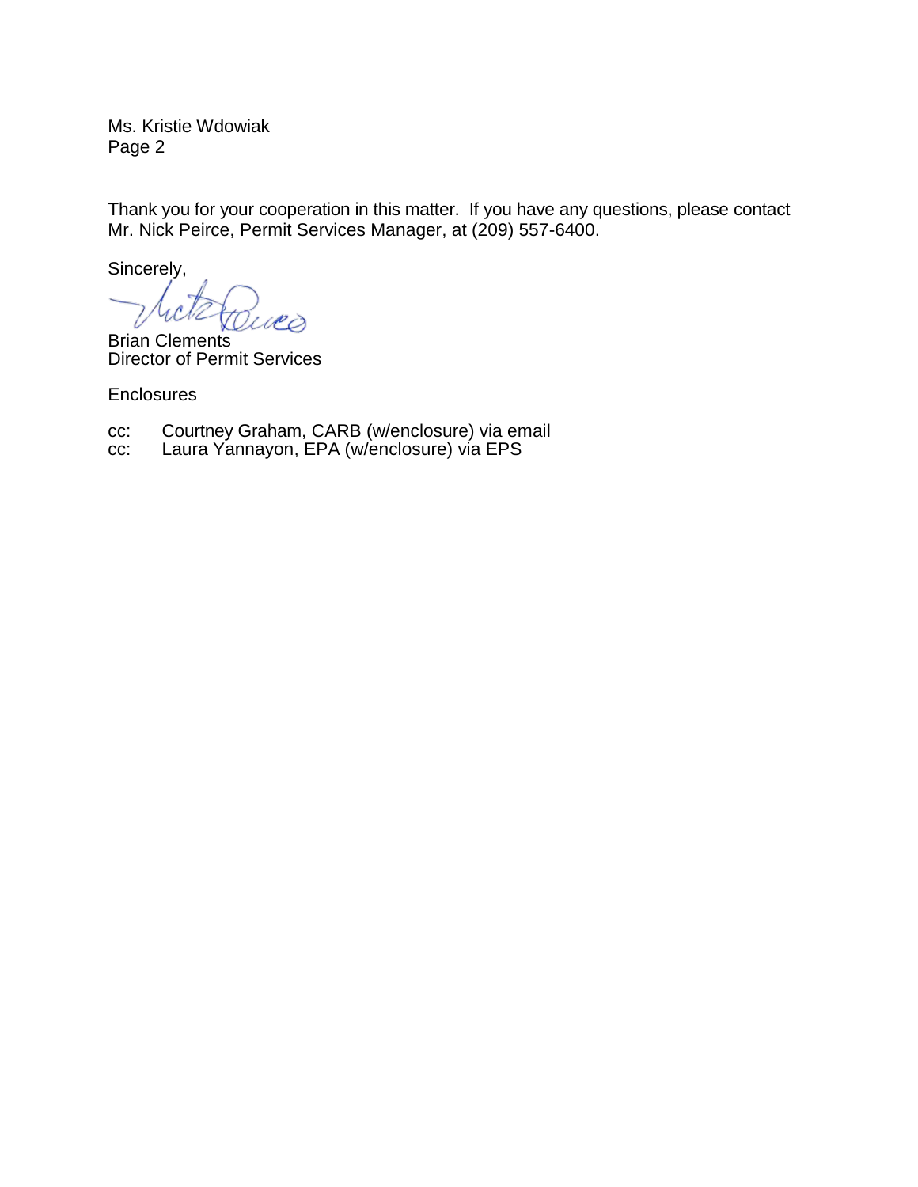Ms. Kristie Wdowiak
Page 2

Thank you for your cooperation in this matter. If you have any questions, please contact Mr. Nick Peirce, Permit Services Manager, at (209) 557-6400.

Sincerely,

Brian Clements
Director of Permit Services

Enclosures

cc: Courtney Graham, CARB (w/enclosure) via email
cc: Laura Yannayon, EPA (w/enclosure) via EPS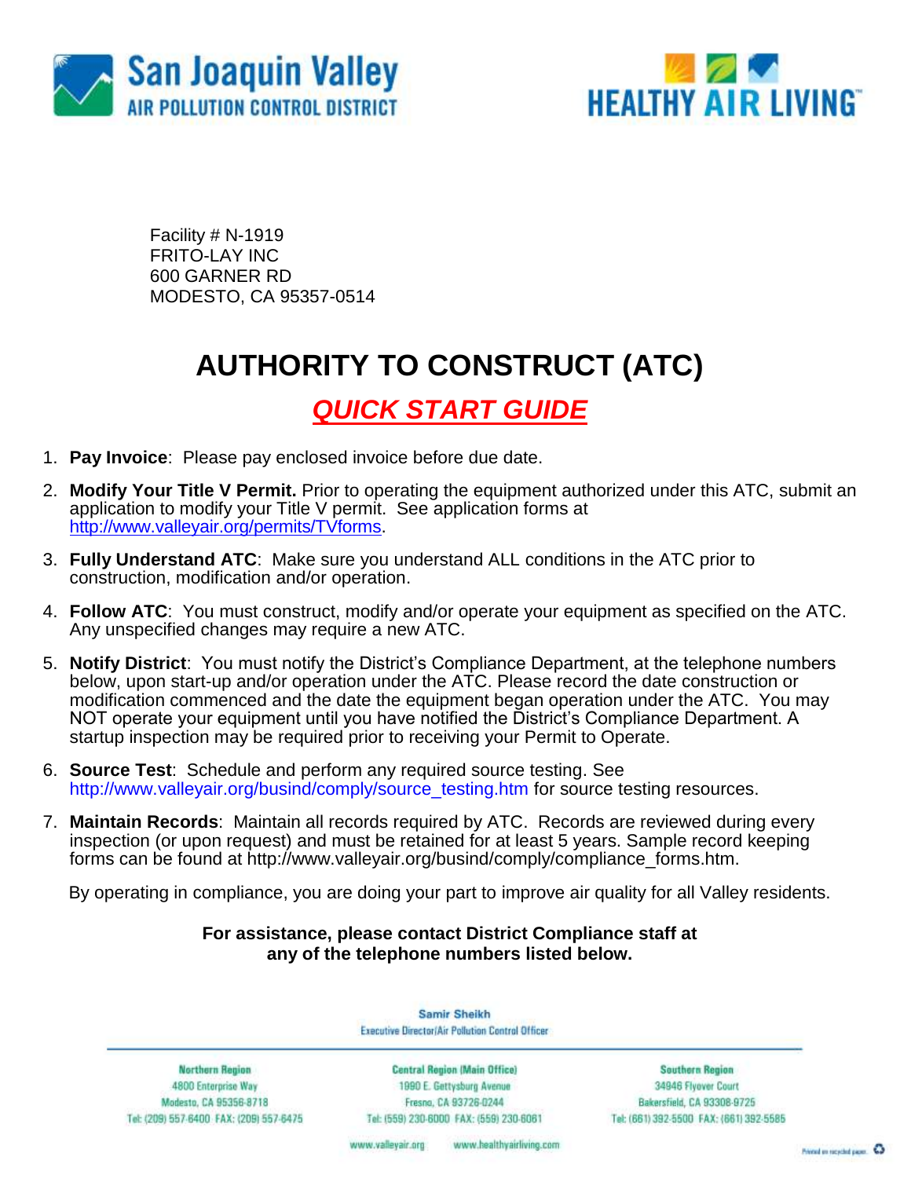San Joaquin Valley
AIR POLLUTION CONTROL DISTRICT

HEALTHY AIR LIVING

Facility # N-1919
FRITO-LAY INC
600 GARNER RD
MODESTO, CA 95357-0514

# AUTHORITY TO CONSTRUCT (ATC)

## *QUICK START GUIDE*

1. **Pay Invoice**: Please pay enclosed invoice before due date.
2. **Modify Your Title V Permit.** Prior to operating the equipment authorized under this ATC, submit an application to modify your Title V permit. See application forms at http://www.valleyair.org/permits/TVforms.
3. **Fully Understand ATC**: Make sure you understand ALL conditions in the ATC prior to construction, modification and/or operation.
4. **Follow ATC**: You must construct, modify and/or operate your equipment as specified on the ATC. Any unspecified changes may require a new ATC.
5. **Notify District**: You must notify the District's Compliance Department, at the telephone numbers below, upon start-up and/or operation under the ATC. Please record the date construction or modification commenced and the date the equipment began operation under the ATC. You may NOT operate your equipment until you have notified the District's Compliance Department. A startup inspection may be required prior to receiving your Permit to Operate.
6. **Source Test**: Schedule and perform any required source testing. See http://www.valleyair.org/busind/comply/source_testing.htm for source testing resources.
7. **Maintain Records**: Maintain all records required by ATC. Records are reviewed during every inspection (or upon request) and must be retained for at least 5 years. Sample record keeping forms can be found at http://www.valleyair.org/busind/comply/compliance_forms.htm.

By operating in compliance, you are doing your part to improve air quality for all Valley residents.

**For assistance, please contact District Compliance staff at any of the telephone numbers listed below.**

Samir Sheikh
Executive Director/Air Pollution Control Officer

| Northern Region | Central Region (Main Office) | Southern Region |
|---|---|---|
| 4800 Enterprise Way | 1990 E. Gettysburg Avenue | 34946 Flyover Court |
| Modesto, CA 95356-8718 | Fresno, CA 93726-0244 | Bakersfield, CA 93308-9725 |
| Tel: (209) 557-6400 FAX: (209) 557-6475 | Tel: (559) 230-6000 FAX: (559) 230-6061 | Tel: (661) 392-5500 FAX: (661) 392-5585 |

www.valleyair.org www.healthyairliving.com

Printed on recycled paper.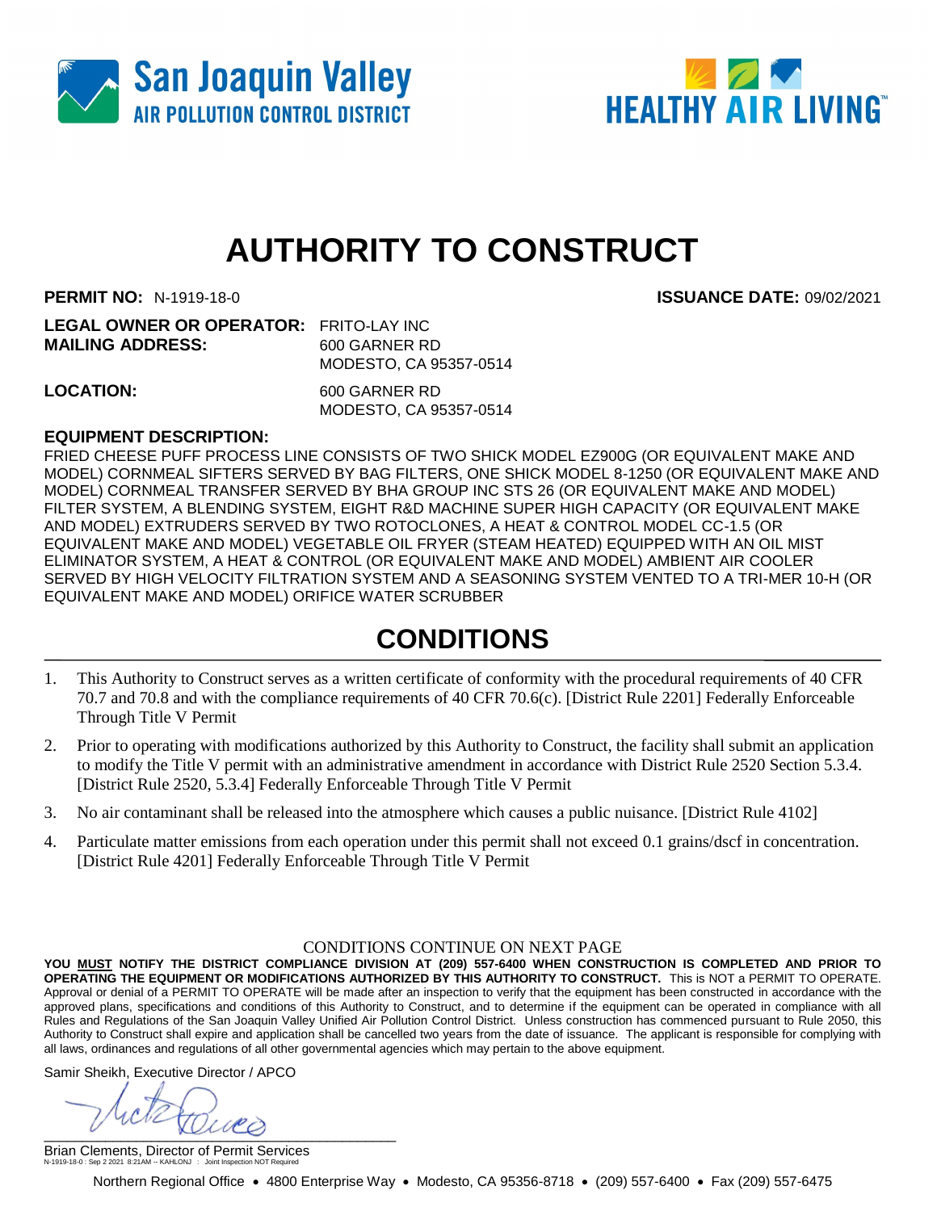# AUTHORITY TO CONSTRUCT

**PERMIT NO:** N-1919-18-0 **ISSUANCE DATE:** 09/02/2021

**LEGAL OWNER OR OPERATOR:** FRITO-LAY INC
**MAILING ADDRESS:** 600 GARNER RD
MODESTO, CA 95357-0514

**LOCATION:** 600 GARNER RD
MODESTO, CA 95357-0514

**EQUIPMENT DESCRIPTION:**

FRIED CHEESE PUFF PROCESS LINE CONSISTS OF TWO SHICK MODEL EZ900G (OR EQUIVALENT MAKE AND MODEL) CORNMEAL SIFTERS SERVED BY BAG FILTERS, ONE SHICK MODEL 8-1250 (OR EQUIVALENT MAKE AND MODEL) CORNMEAL TRANSFER SERVED BY BHA GROUP INC STS 26 (OR EQUIVALENT MAKE AND MODEL) FILTER SYSTEM, A BLENDING SYSTEM, EIGHT R&D MACHINE SUPER HIGH CAPACITY (OR EQUIVALENT MAKE AND MODEL) EXTRUDERS SERVED BY TWO ROTOCLONES, A HEAT & CONTROL MODEL CC-1.5 (OR EQUIVALENT MAKE AND MODEL) VEGETABLE OIL FRYER (STEAM HEATED) EQUIPPED WITH AN OIL MIST ELIMINATOR SYSTEM, A HEAT & CONTROL (OR EQUIVALENT MAKE AND MODEL) AMBIENT AIR COOLER SERVED BY HIGH VELOCITY FILTRATION SYSTEM AND A SEASONING SYSTEM VENTED TO A TRI-MER 10-H (OR EQUIVALENT MAKE AND MODEL) ORIFICE WATER SCRUBBER

## CONDITIONS

1. This Authority to Construct serves as a written certificate of conformity with the procedural requirements of 40 CFR 70.7 and 70.8 and with the compliance requirements of 40 CFR 70.6(c). [District Rule 2201] Federally Enforceable Through Title V Permit
2. Prior to operating with modifications authorized by this Authority to Construct, the facility shall submit an application to modify the Title V permit with an administrative amendment in accordance with District Rule 2520 Section 5.3.4. [District Rule 2520, 5.3.4] Federally Enforceable Through Title V Permit
3. No air contaminant shall be released into the atmosphere which causes a public nuisance. [District Rule 4102]
4. Particulate matter emissions from each operation under this permit shall not exceed 0.1 grains/dscf in concentration. [District Rule 4201] Federally Enforceable Through Title V Permit

CONDITIONS CONTINUE ON NEXT PAGE

**YOU MUST NOTIFY THE DISTRICT COMPLIANCE DIVISION AT (209) 557-6400 WHEN CONSTRUCTION IS COMPLETED AND PRIOR TO OPERATING THE EQUIPMENT OR MODIFICATIONS AUTHORIZED BY THIS AUTHORITY TO CONSTRUCT.** This is NOT a PERMIT TO OPERATE. Approval or denial of a PERMIT TO OPERATE will be made after an inspection to verify that the equipment has been constructed in accordance with the approved plans, specifications and conditions of this Authority to Construct, and to determine if the equipment can be operated in compliance with all Rules and Regulations of the San Joaquin Valley Unified Air Pollution Control District. Unless construction has commenced pursuant to Rule 2050, this Authority to Construct shall expire and application shall be cancelled two years from the date of issuance. The applicant is responsible for complying with all laws, ordinances and regulations of all other governmental agencies which may pertain to the above equipment.

Samir Sheikh, Executive Director / APCO

Brian Clements, Director of Permit Services

N-1919-18-0 : Sep 2 2021 8:21AM -- KAHLONJ : Joint Inspection NOT Required

Northern Regional Office • 4800 Enterprise Way • Modesto, CA 95356-8718 • (209) 557-6400 • Fax (209) 557-6475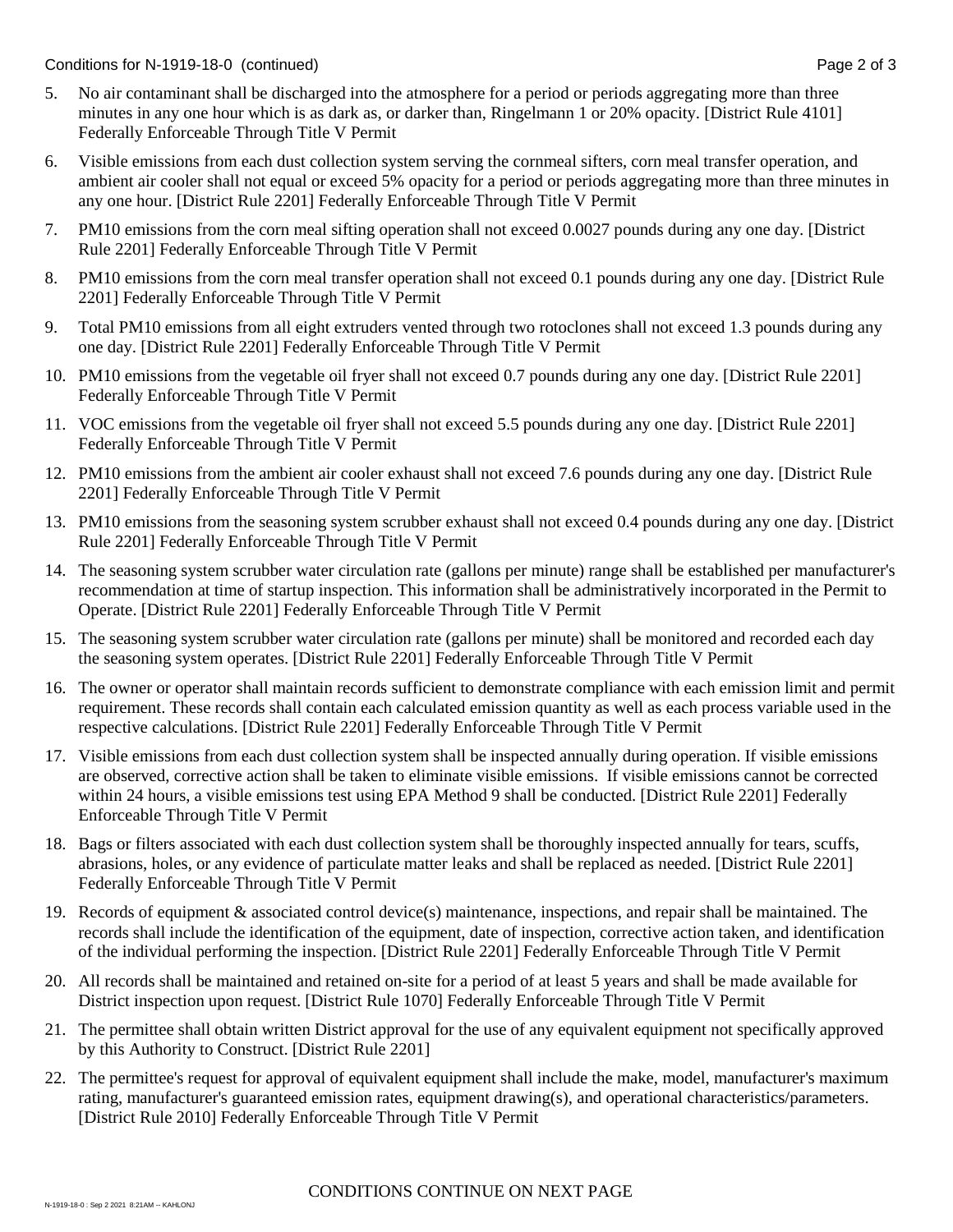5. No air contaminant shall be discharged into the atmosphere for a period or periods aggregating more than three minutes in any one hour which is as dark as, or darker than, Ringelmann 1 or 20% opacity. [District Rule 4101] Federally Enforceable Through Title V Permit

6. Visible emissions from each dust collection system serving the cornmeal sifters, corn meal transfer operation, and ambient air cooler shall not equal or exceed 5% opacity for a period or periods aggregating more than three minutes in any one hour. [District Rule 2201] Federally Enforceable Through Title V Permit

7. PM10 emissions from the corn meal sifting operation shall not exceed 0.0027 pounds during any one day. [District Rule 2201] Federally Enforceable Through Title V Permit

8. PM10 emissions from the corn meal transfer operation shall not exceed 0.1 pounds during any one day. [District Rule 2201] Federally Enforceable Through Title V Permit

9. Total PM10 emissions from all eight extruders vented through two rotoclones shall not exceed 1.3 pounds during any one day. [District Rule 2201] Federally Enforceable Through Title V Permit

10. PM10 emissions from the vegetable oil fryer shall not exceed 0.7 pounds during any one day. [District Rule 2201] Federally Enforceable Through Title V Permit

11. VOC emissions from the vegetable oil fryer shall not exceed 5.5 pounds during any one day. [District Rule 2201] Federally Enforceable Through Title V Permit

12. PM10 emissions from the ambient air cooler exhaust shall not exceed 7.6 pounds during any one day. [District Rule 2201] Federally Enforceable Through Title V Permit

13. PM10 emissions from the seasoning system scrubber exhaust shall not exceed 0.4 pounds during any one day. [District Rule 2201] Federally Enforceable Through Title V Permit

14. The seasoning system scrubber water circulation rate (gallons per minute) range shall be established per manufacturer's recommendation at time of startup inspection. This information shall be administratively incorporated in the Permit to Operate. [District Rule 2201] Federally Enforceable Through Title V Permit

15. The seasoning system scrubber water circulation rate (gallons per minute) shall be monitored and recorded each day the seasoning system operates. [District Rule 2201] Federally Enforceable Through Title V Permit

16. The owner or operator shall maintain records sufficient to demonstrate compliance with each emission limit and permit requirement. These records shall contain each calculated emission quantity as well as each process variable used in the respective calculations. [District Rule 2201] Federally Enforceable Through Title V Permit

17. Visible emissions from each dust collection system shall be inspected annually during operation. If visible emissions are observed, corrective action shall be taken to eliminate visible emissions. If visible emissions cannot be corrected within 24 hours, a visible emissions test using EPA Method 9 shall be conducted. [District Rule 2201] Federally Enforceable Through Title V Permit

18. Bags or filters associated with each dust collection system shall be thoroughly inspected annually for tears, scuffs, abrasions, holes, or any evidence of particulate matter leaks and shall be replaced as needed. [District Rule 2201] Federally Enforceable Through Title V Permit

19. Records of equipment & associated control device(s) maintenance, inspections, and repair shall be maintained. The records shall include the identification of the equipment, date of inspection, corrective action taken, and identification of the individual performing the inspection. [District Rule 2201] Federally Enforceable Through Title V Permit

20. All records shall be maintained and retained on-site for a period of at least 5 years and shall be made available for District inspection upon request. [District Rule 1070] Federally Enforceable Through Title V Permit

21. The permittee shall obtain written District approval for the use of any equivalent equipment not specifically approved by this Authority to Construct. [District Rule 2201]

22. The permittee's request for approval of equivalent equipment shall include the make, model, manufacturer's maximum rating, manufacturer's guaranteed emission rates, equipment drawing(s), and operational characteristics/parameters. [District Rule 2010] Federally Enforceable Through Title V Permit

CONDITIONS CONTINUE ON NEXT PAGE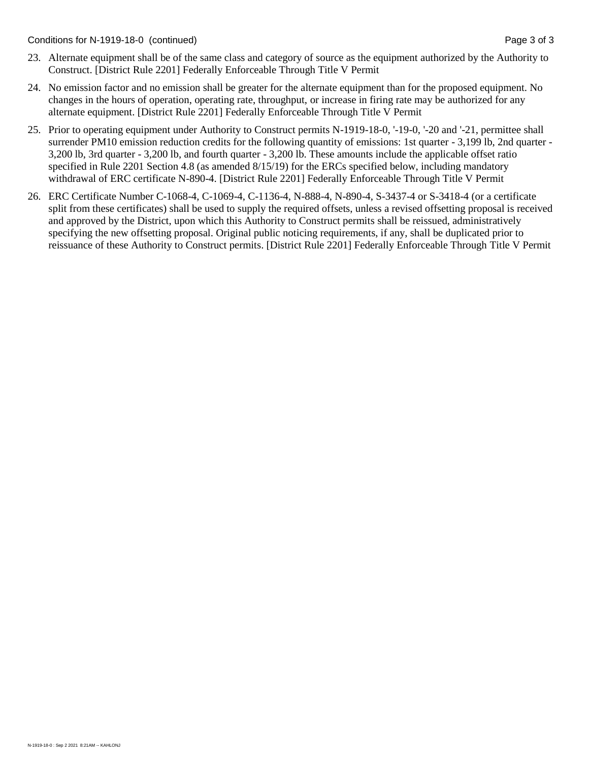23. Alternate equipment shall be of the same class and category of source as the equipment authorized by the Authority to Construct. [District Rule 2201] Federally Enforceable Through Title V Permit

24. No emission factor and no emission shall be greater for the alternate equipment than for the proposed equipment. No changes in the hours of operation, operating rate, throughput, or increase in firing rate may be authorized for any alternate equipment. [District Rule 2201] Federally Enforceable Through Title V Permit

25. Prior to operating equipment under Authority to Construct permits N-1919-18-0, '-19-0, '-20 and '-21, permittee shall surrender PM10 emission reduction credits for the following quantity of emissions: 1st quarter - 3,199 lb, 2nd quarter - 3,200 lb, 3rd quarter - 3,200 lb, and fourth quarter - 3,200 lb. These amounts include the applicable offset ratio specified in Rule 2201 Section 4.8 (as amended 8/15/19) for the ERCs specified below, including mandatory withdrawal of ERC certificate N-890-4. [District Rule 2201] Federally Enforceable Through Title V Permit

26. ERC Certificate Number C-1068-4, C-1069-4, C-1136-4, N-888-4, N-890-4, S-3437-4 or S-3418-4 (or a certificate split from these certificates) shall be used to supply the required offsets, unless a revised offsetting proposal is received and approved by the District, upon which this Authority to Construct permits shall be reissued, administratively specifying the new offsetting proposal. Original public noticing requirements, if any, shall be duplicated prior to reissuance of these Authority to Construct permits. [District Rule 2201] Federally Enforceable Through Title V Permit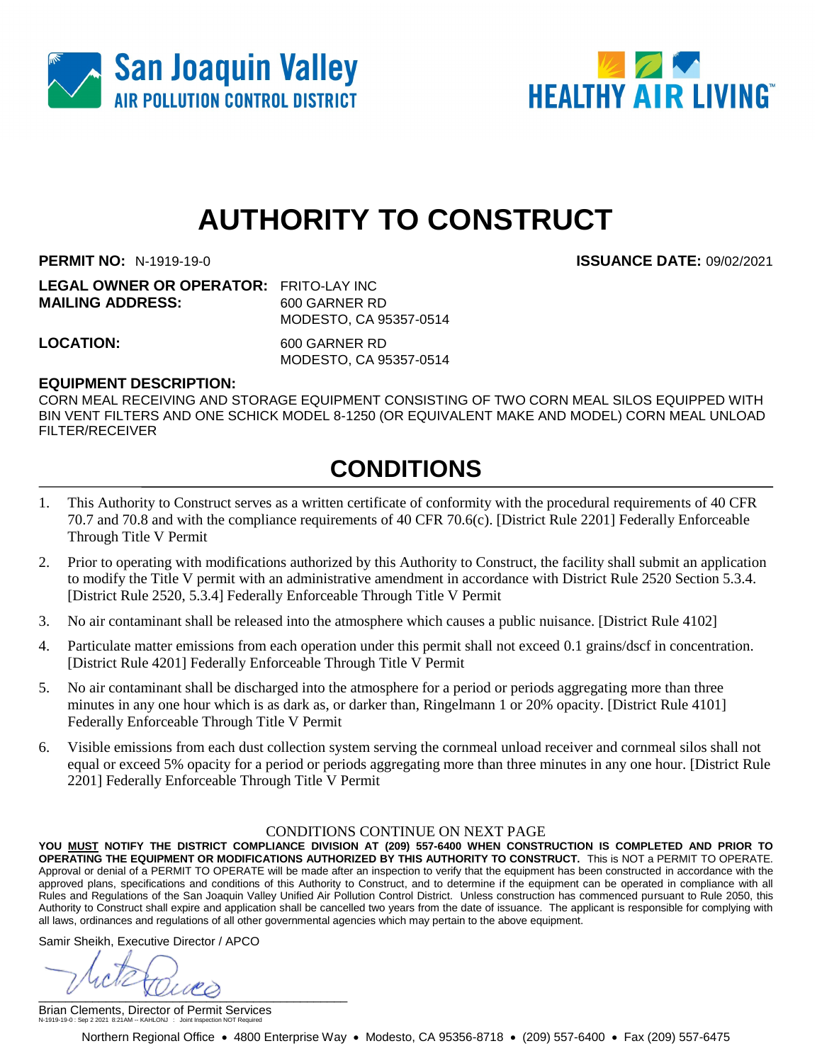San Joaquin Valley
AIR POLLUTION CONTROL DISTRICT

HEALTHY AIR LIVING™

# AUTHORITY TO CONSTRUCT

**PERMIT NO:** N-1919-19-0 **ISSUANCE DATE:** 09/02/2021

**LEGAL OWNER OR OPERATOR:** FRITO-LAY INC
**MAILING ADDRESS:** 600 GARNER RD
MODESTO, CA 95357-0514

**LOCATION:** 600 GARNER RD
MODESTO, CA 95357-0514

**EQUIPMENT DESCRIPTION:**
CORN MEAL RECEIVING AND STORAGE EQUIPMENT CONSISTING OF TWO CORN MEAL SILOS EQUIPPED WITH BIN VENT FILTERS AND ONE SCHICK MODEL 8-1250 (OR EQUIVALENT MAKE AND MODEL) CORN MEAL UNLOAD FILTER/RECEIVER

## CONDITIONS

1. This Authority to Construct serves as a written certificate of conformity with the procedural requirements of 40 CFR 70.7 and 70.8 and with the compliance requirements of 40 CFR 70.6(c). [District Rule 2201] Federally Enforceable Through Title V Permit
2. Prior to operating with modifications authorized by this Authority to Construct, the facility shall submit an application to modify the Title V permit with an administrative amendment in accordance with District Rule 2520 Section 5.3.4. [District Rule 2520, 5.3.4] Federally Enforceable Through Title V Permit
3. No air contaminant shall be released into the atmosphere which causes a public nuisance. [District Rule 4102]
4. Particulate matter emissions from each operation under this permit shall not exceed 0.1 grains/dscf in concentration. [District Rule 4201] Federally Enforceable Through Title V Permit
5. No air contaminant shall be discharged into the atmosphere for a period or periods aggregating more than three minutes in any one hour which is as dark as, or darker than, Ringelmann 1 or 20% opacity. [District Rule 4101] Federally Enforceable Through Title V Permit
6. Visible emissions from each dust collection system serving the cornmeal unload receiver and cornmeal silos shall not equal or exceed 5% opacity for a period or periods aggregating more than three minutes in any one hour. [District Rule 2201] Federally Enforceable Through Title V Permit

CONDITIONS CONTINUE ON NEXT PAGE

**YOU MUST NOTIFY THE DISTRICT COMPLIANCE DIVISION AT (209) 557-6400 WHEN CONSTRUCTION IS COMPLETED AND PRIOR TO OPERATING THE EQUIPMENT OR MODIFICATIONS AUTHORIZED BY THIS AUTHORITY TO CONSTRUCT.** This is NOT a PERMIT TO OPERATE. Approval or denial of a PERMIT TO OPERATE will be made after an inspection to verify that the equipment has been constructed in accordance with the approved plans, specifications and conditions of this Authority to Construct, and to determine if the equipment can be operated in compliance with all Rules and Regulations of the San Joaquin Valley Unified Air Pollution Control District. Unless construction has commenced pursuant to Rule 2050, this Authority to Construct shall expire and application shall be cancelled two years from the date of issuance. The applicant is responsible for complying with all laws, ordinances and regulations of all other governmental agencies which may pertain to the above equipment.

Samir Sheikh, Executive Director / APCO

Brian Clements, Director of Permit Services

N-1919-19-0 : Sep 2 2021 8:21AM -- KAHLONJ : Joint Inspection NOT Required

Northern Regional Office • 4800 Enterprise Way • Modesto, CA 95356-8718 • (209) 557-6400 • Fax (209) 557-6475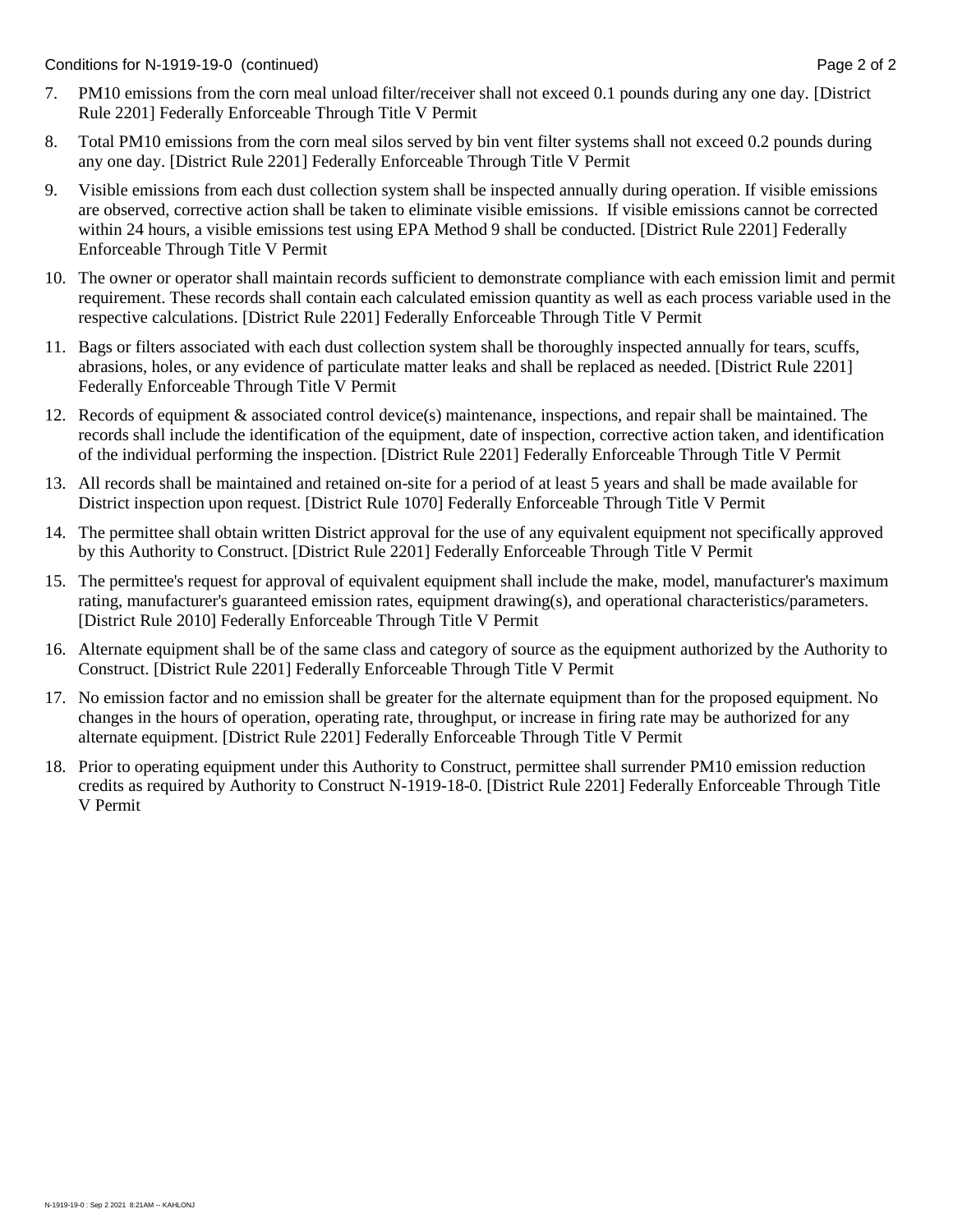7. PM10 emissions from the corn meal unload filter/receiver shall not exceed 0.1 pounds during any one day. [District Rule 2201] Federally Enforceable Through Title V Permit

8. Total PM10 emissions from the corn meal silos served by bin vent filter systems shall not exceed 0.2 pounds during any one day. [District Rule 2201] Federally Enforceable Through Title V Permit

9. Visible emissions from each dust collection system shall be inspected annually during operation. If visible emissions are observed, corrective action shall be taken to eliminate visible emissions. If visible emissions cannot be corrected within 24 hours, a visible emissions test using EPA Method 9 shall be conducted. [District Rule 2201] Federally Enforceable Through Title V Permit

10. The owner or operator shall maintain records sufficient to demonstrate compliance with each emission limit and permit requirement. These records shall contain each calculated emission quantity as well as each process variable used in the respective calculations. [District Rule 2201] Federally Enforceable Through Title V Permit

11. Bags or filters associated with each dust collection system shall be thoroughly inspected annually for tears, scuffs, abrasions, holes, or any evidence of particulate matter leaks and shall be replaced as needed. [District Rule 2201] Federally Enforceable Through Title V Permit

12. Records of equipment & associated control device(s) maintenance, inspections, and repair shall be maintained. The records shall include the identification of the equipment, date of inspection, corrective action taken, and identification of the individual performing the inspection. [District Rule 2201] Federally Enforceable Through Title V Permit

13. All records shall be maintained and retained on-site for a period of at least 5 years and shall be made available for District inspection upon request. [District Rule 1070] Federally Enforceable Through Title V Permit

14. The permittee shall obtain written District approval for the use of any equivalent equipment not specifically approved by this Authority to Construct. [District Rule 2201] Federally Enforceable Through Title V Permit

15. The permittee's request for approval of equivalent equipment shall include the make, model, manufacturer's maximum rating, manufacturer's guaranteed emission rates, equipment drawing(s), and operational characteristics/parameters. [District Rule 2010] Federally Enforceable Through Title V Permit

16. Alternate equipment shall be of the same class and category of source as the equipment authorized by the Authority to Construct. [District Rule 2201] Federally Enforceable Through Title V Permit

17. No emission factor and no emission shall be greater for the alternate equipment than for the proposed equipment. No changes in the hours of operation, operating rate, throughput, or increase in firing rate may be authorized for any alternate equipment. [District Rule 2201] Federally Enforceable Through Title V Permit

18. Prior to operating equipment under this Authority to Construct, permittee shall surrender PM10 emission reduction credits as required by Authority to Construct N-1919-18-0. [District Rule 2201] Federally Enforceable Through Title V Permit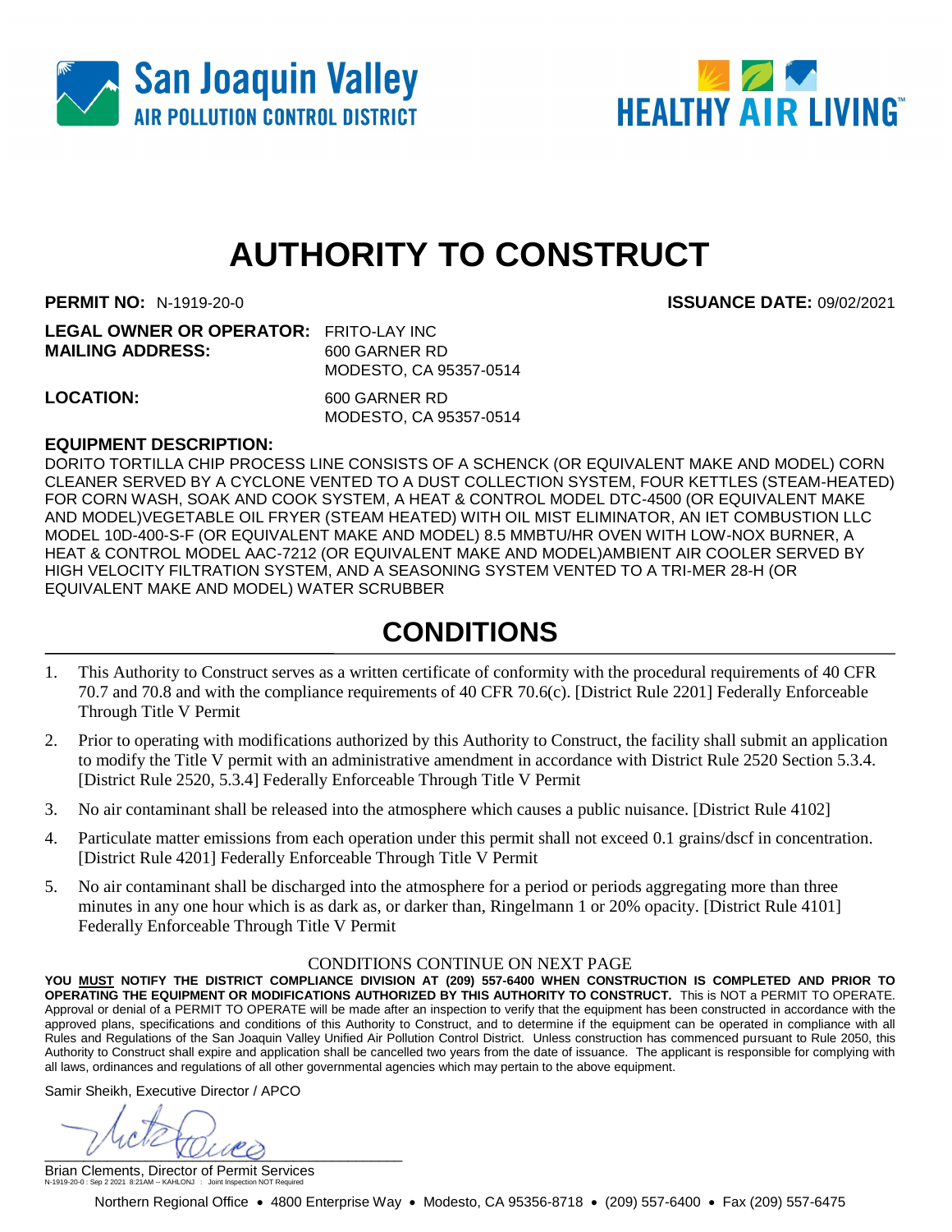# AUTHORITY TO CONSTRUCT

**PERMIT NO:** N-1919-20-0 **ISSUANCE DATE:** 09/02/2021

**LEGAL OWNER OR OPERATOR:** FRITO-LAY INC
**MAILING ADDRESS:** 600 GARNER RD
MODESTO, CA 95357-0514

**LOCATION:** 600 GARNER RD
MODESTO, CA 95357-0514

**EQUIPMENT DESCRIPTION:**
DORITO TORTILLA CHIP PROCESS LINE CONSISTS OF A SCHENCK (OR EQUIVALENT MAKE AND MODEL) CORN CLEANER SERVED BY A CYCLONE VENTED TO A DUST COLLECTION SYSTEM, FOUR KETTLES (STEAM-HEATED) FOR CORN WASH, SOAK AND COOK SYSTEM, A HEAT & CONTROL MODEL DTC-4500 (OR EQUIVALENT MAKE AND MODEL)VEGETABLE OIL FRYER (STEAM HEATED) WITH OIL MIST ELIMINATOR, AN IET COMBUSTION LLC MODEL 10D-400-S-F (OR EQUIVALENT MAKE AND MODEL) 8.5 MMBTU/HR OVEN WITH LOW-NOX BURNER, A HEAT & CONTROL MODEL AAC-7212 (OR EQUIVALENT MAKE AND MODEL)AMBIENT AIR COOLER SERVED BY HIGH VELOCITY FILTRATION SYSTEM, AND A SEASONING SYSTEM VENTED TO A TRI-MER 28-H (OR EQUIVALENT MAKE AND MODEL) WATER SCRUBBER

## CONDITIONS

1. This Authority to Construct serves as a written certificate of conformity with the procedural requirements of 40 CFR 70.7 and 70.8 and with the compliance requirements of 40 CFR 70.6(c). [District Rule 2201] Federally Enforceable Through Title V Permit
2. Prior to operating with modifications authorized by this Authority to Construct, the facility shall submit an application to modify the Title V permit with an administrative amendment in accordance with District Rule 2520 Section 5.3.4. [District Rule 2520, 5.3.4] Federally Enforceable Through Title V Permit
3. No air contaminant shall be released into the atmosphere which causes a public nuisance. [District Rule 4102]
4. Particulate matter emissions from each operation under this permit shall not exceed 0.1 grains/dscf in concentration. [District Rule 4201] Federally Enforceable Through Title V Permit
5. No air contaminant shall be discharged into the atmosphere for a period or periods aggregating more than three minutes in any one hour which is as dark as, or darker than, Ringelmann 1 or 20% opacity. [District Rule 4101] Federally Enforceable Through Title V Permit

CONDITIONS CONTINUE ON NEXT PAGE

**YOU MUST NOTIFY THE DISTRICT COMPLIANCE DIVISION AT (209) 557-6400 WHEN CONSTRUCTION IS COMPLETED AND PRIOR TO OPERATING THE EQUIPMENT OR MODIFICATIONS AUTHORIZED BY THIS AUTHORITY TO CONSTRUCT.** This is NOT a PERMIT TO OPERATE. Approval or denial of a PERMIT TO OPERATE will be made after an inspection to verify that the equipment has been constructed in accordance with the approved plans, specifications and conditions of this Authority to Construct, and to determine if the equipment can be operated in compliance with all Rules and Regulations of the San Joaquin Valley Unified Air Pollution Control District. Unless construction has commenced pursuant to Rule 2050, this Authority to Construct shall expire and application shall be cancelled two years from the date of issuance. The applicant is responsible for complying with all laws, ordinances and regulations of all other governmental agencies which may pertain to the above equipment.

Samir Sheikh, Executive Director / APCO

Brian Clements, Director of Permit Services

N-1919-20-0 : Sep 2 2021 8:21AM -- KAHLONJ : Joint Inspection NOT Required

Northern Regional Office • 4800 Enterprise Way • Modesto, CA 95356-8718 • (209) 557-6400 • Fax (209) 557-6475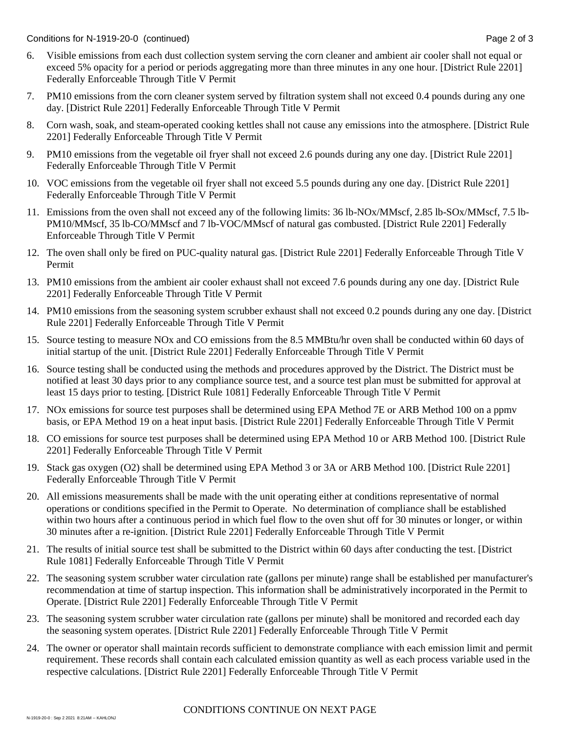6. Visible emissions from each dust collection system serving the corn cleaner and ambient air cooler shall not equal or exceed 5% opacity for a period or periods aggregating more than three minutes in any one hour. [District Rule 2201] Federally Enforceable Through Title V Permit

7. PM10 emissions from the corn cleaner system served by filtration system shall not exceed 0.4 pounds during any one day. [District Rule 2201] Federally Enforceable Through Title V Permit

8. Corn wash, soak, and steam-operated cooking kettles shall not cause any emissions into the atmosphere. [District Rule 2201] Federally Enforceable Through Title V Permit

9. PM10 emissions from the vegetable oil fryer shall not exceed 2.6 pounds during any one day. [District Rule 2201] Federally Enforceable Through Title V Permit

10. VOC emissions from the vegetable oil fryer shall not exceed 5.5 pounds during any one day. [District Rule 2201] Federally Enforceable Through Title V Permit

11. Emissions from the oven shall not exceed any of the following limits: 36 lb-NOx/MMscf, 2.85 lb-SOx/MMscf, 7.5 lb-PM10/MMscf, 35 lb-CO/MMscf and 7 lb-VOC/MMscf of natural gas combusted. [District Rule 2201] Federally Enforceable Through Title V Permit

12. The oven shall only be fired on PUC-quality natural gas. [District Rule 2201] Federally Enforceable Through Title V Permit

13. PM10 emissions from the ambient air cooler exhaust shall not exceed 7.6 pounds during any one day. [District Rule 2201] Federally Enforceable Through Title V Permit

14. PM10 emissions from the seasoning system scrubber exhaust shall not exceed 0.2 pounds during any one day. [District Rule 2201] Federally Enforceable Through Title V Permit

15. Source testing to measure NOx and CO emissions from the 8.5 MMBtu/hr oven shall be conducted within 60 days of initial startup of the unit. [District Rule 2201] Federally Enforceable Through Title V Permit

16. Source testing shall be conducted using the methods and procedures approved by the District. The District must be notified at least 30 days prior to any compliance source test, and a source test plan must be submitted for approval at least 15 days prior to testing. [District Rule 1081] Federally Enforceable Through Title V Permit

17. NOx emissions for source test purposes shall be determined using EPA Method 7E or ARB Method 100 on a ppmv basis, or EPA Method 19 on a heat input basis. [District Rule 2201] Federally Enforceable Through Title V Permit

18. CO emissions for source test purposes shall be determined using EPA Method 10 or ARB Method 100. [District Rule 2201] Federally Enforceable Through Title V Permit

19. Stack gas oxygen ($O_2$) shall be determined using EPA Method 3 or 3A or ARB Method 100. [District Rule 2201] Federally Enforceable Through Title V Permit

20. All emissions measurements shall be made with the unit operating either at conditions representative of normal operations or conditions specified in the Permit to Operate. No determination of compliance shall be established within two hours after a continuous period in which fuel flow to the oven shut off for 30 minutes or longer, or within 30 minutes after a re-ignition. [District Rule 2201] Federally Enforceable Through Title V Permit

21. The results of initial source test shall be submitted to the District within 60 days after conducting the test. [District Rule 1081] Federally Enforceable Through Title V Permit

22. The seasoning system scrubber water circulation rate (gallons per minute) range shall be established per manufacturer's recommendation at time of startup inspection. This information shall be administratively incorporated in the Permit to Operate. [District Rule 2201] Federally Enforceable Through Title V Permit

23. The seasoning system scrubber water circulation rate (gallons per minute) shall be monitored and recorded each day the seasoning system operates. [District Rule 2201] Federally Enforceable Through Title V Permit

24. The owner or operator shall maintain records sufficient to demonstrate compliance with each emission limit and permit requirement. These records shall contain each calculated emission quantity as well as each process variable used in the respective calculations. [District Rule 2201] Federally Enforceable Through Title V Permit

CONDITIONS CONTINUE ON NEXT PAGE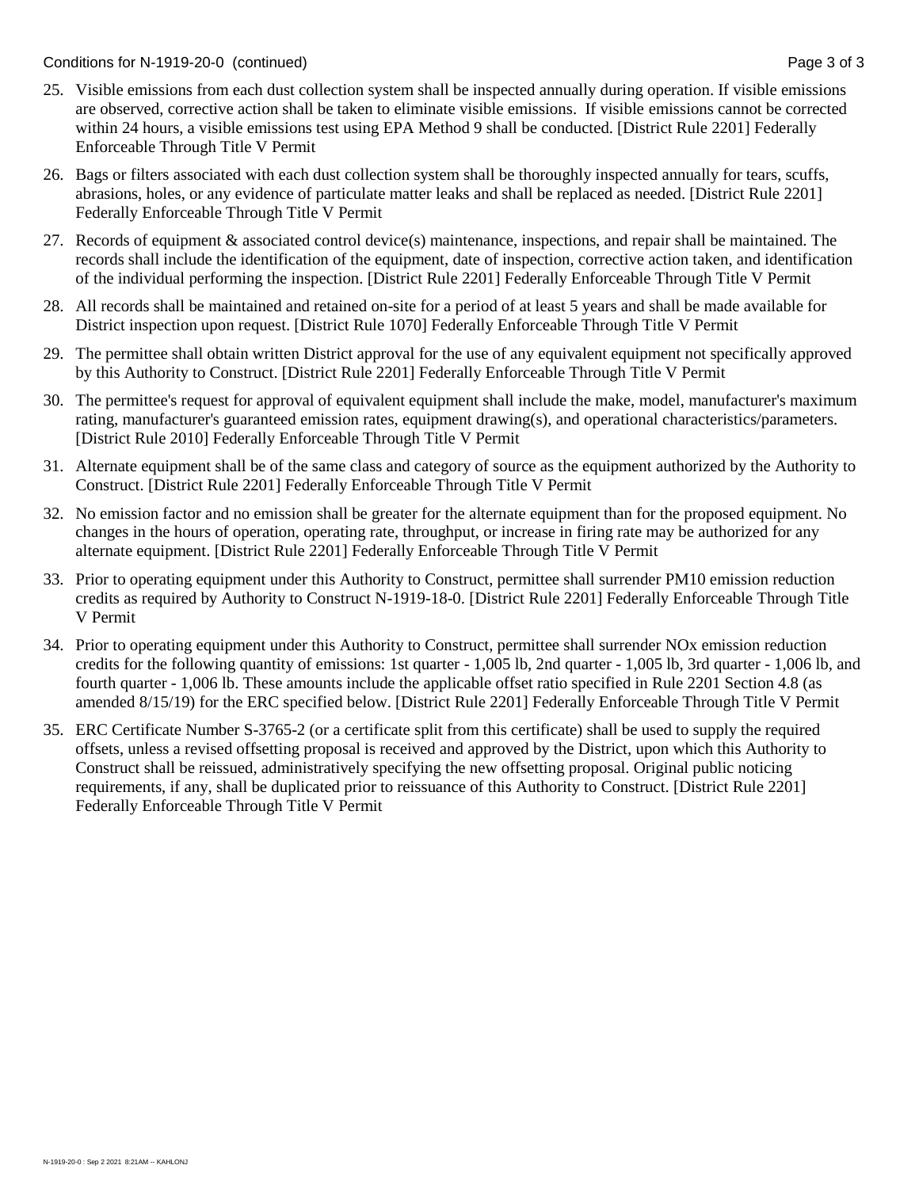25. Visible emissions from each dust collection system shall be inspected annually during operation. If visible emissions are observed, corrective action shall be taken to eliminate visible emissions. If visible emissions cannot be corrected within 24 hours, a visible emissions test using EPA Method 9 shall be conducted. [District Rule 2201] Federally Enforceable Through Title V Permit

26. Bags or filters associated with each dust collection system shall be thoroughly inspected annually for tears, scuffs, abrasions, holes, or any evidence of particulate matter leaks and shall be replaced as needed. [District Rule 2201] Federally Enforceable Through Title V Permit

27. Records of equipment & associated control device(s) maintenance, inspections, and repair shall be maintained. The records shall include the identification of the equipment, date of inspection, corrective action taken, and identification of the individual performing the inspection. [District Rule 2201] Federally Enforceable Through Title V Permit

28. All records shall be maintained and retained on-site for a period of at least 5 years and shall be made available for District inspection upon request. [District Rule 1070] Federally Enforceable Through Title V Permit

29. The permittee shall obtain written District approval for the use of any equivalent equipment not specifically approved by this Authority to Construct. [District Rule 2201] Federally Enforceable Through Title V Permit

30. The permittee's request for approval of equivalent equipment shall include the make, model, manufacturer's maximum rating, manufacturer's guaranteed emission rates, equipment drawing(s), and operational characteristics/parameters. [District Rule 2010] Federally Enforceable Through Title V Permit

31. Alternate equipment shall be of the same class and category of source as the equipment authorized by the Authority to Construct. [District Rule 2201] Federally Enforceable Through Title V Permit

32. No emission factor and no emission shall be greater for the alternate equipment than for the proposed equipment. No changes in the hours of operation, operating rate, throughput, or increase in firing rate may be authorized for any alternate equipment. [District Rule 2201] Federally Enforceable Through Title V Permit

33. Prior to operating equipment under this Authority to Construct, permittee shall surrender PM10 emission reduction credits as required by Authority to Construct N-1919-18-0. [District Rule 2201] Federally Enforceable Through Title V Permit

34. Prior to operating equipment under this Authority to Construct, permittee shall surrender NOx emission reduction credits for the following quantity of emissions: 1st quarter - 1,005 lb, 2nd quarter - 1,005 lb, 3rd quarter - 1,006 lb, and fourth quarter - 1,006 lb. These amounts include the applicable offset ratio specified in Rule 2201 Section 4.8 (as amended 8/15/19) for the ERC specified below. [District Rule 2201] Federally Enforceable Through Title V Permit

35. ERC Certificate Number S-3765-2 (or a certificate split from this certificate) shall be used to supply the required offsets, unless a revised offsetting proposal is received and approved by the District, upon which this Authority to Construct shall be reissued, administratively specifying the new offsetting proposal. Original public noticing requirements, if any, shall be duplicated prior to reissuance of this Authority to Construct. [District Rule 2201] Federally Enforceable Through Title V Permit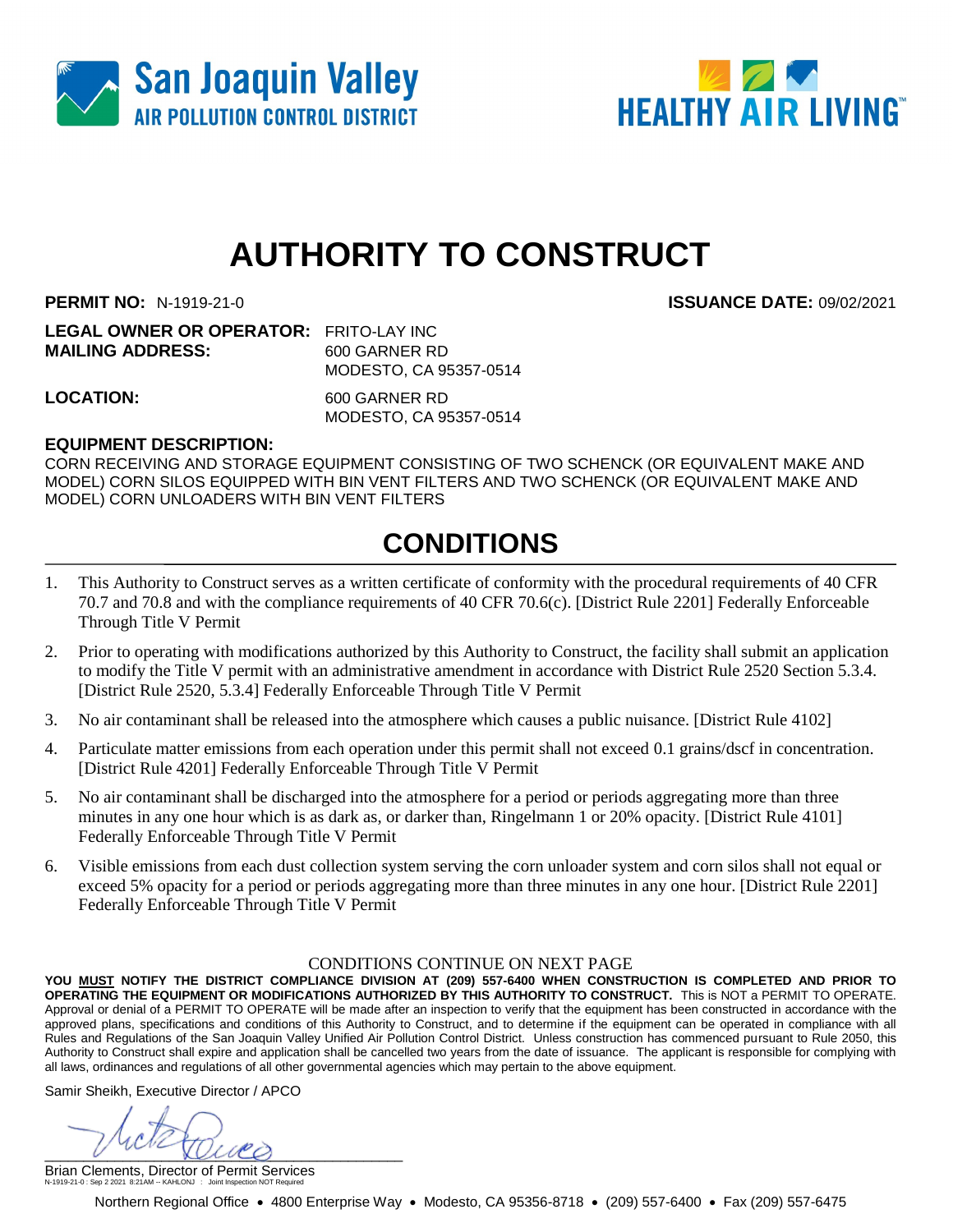# AUTHORITY TO CONSTRUCT

**PERMIT NO:** N-1919-21-0 **ISSUANCE DATE:** 09/02/2021

**LEGAL OWNER OR OPERATOR:** FRITO-LAY INC
**MAILING ADDRESS:** 600 GARNER RD
MODESTO, CA 95357-0514

**LOCATION:** 600 GARNER RD
MODESTO, CA 95357-0514

**EQUIPMENT DESCRIPTION:**
CORN RECEIVING AND STORAGE EQUIPMENT CONSISTING OF TWO SCHENCK (OR EQUIVALENT MAKE AND MODEL) CORN SILOS EQUIPPED WITH BIN VENT FILTERS AND TWO SCHENCK (OR EQUIVALENT MAKE AND MODEL) CORN UNLOADERS WITH BIN VENT FILTERS

## CONDITIONS

1. This Authority to Construct serves as a written certificate of conformity with the procedural requirements of 40 CFR 70.7 and 70.8 and with the compliance requirements of 40 CFR 70.6(c). [District Rule 2201] Federally Enforceable Through Title V Permit
2. Prior to operating with modifications authorized by this Authority to Construct, the facility shall submit an application to modify the Title V permit with an administrative amendment in accordance with District Rule 2520 Section 5.3.4. [District Rule 2520, 5.3.4] Federally Enforceable Through Title V Permit
3. No air contaminant shall be released into the atmosphere which causes a public nuisance. [District Rule 4102]
4. Particulate matter emissions from each operation under this permit shall not exceed 0.1 grains/dscf in concentration. [District Rule 4201] Federally Enforceable Through Title V Permit
5. No air contaminant shall be discharged into the atmosphere for a period or periods aggregating more than three minutes in any one hour which is as dark as, or darker than, Ringelmann 1 or 20% opacity. [District Rule 4101] Federally Enforceable Through Title V Permit
6. Visible emissions from each dust collection system serving the corn unloader system and corn silos shall not equal or exceed 5% opacity for a period or periods aggregating more than three minutes in any one hour. [District Rule 2201] Federally Enforceable Through Title V Permit

CONDITIONS CONTINUE ON NEXT PAGE

**YOU MUST NOTIFY THE DISTRICT COMPLIANCE DIVISION AT (209) 557-6400 WHEN CONSTRUCTION IS COMPLETED AND PRIOR TO OPERATING THE EQUIPMENT OR MODIFICATIONS AUTHORIZED BY THIS AUTHORITY TO CONSTRUCT.** This is NOT a PERMIT TO OPERATE. Approval or denial of a PERMIT TO OPERATE will be made after an inspection to verify that the equipment has been constructed in accordance with the approved plans, specifications and conditions of this Authority to Construct, and to determine if the equipment can be operated in compliance with all Rules and Regulations of the San Joaquin Valley Unified Air Pollution Control District. Unless construction has commenced pursuant to Rule 2050, this Authority to Construct shall expire and application shall be cancelled two years from the date of issuance. The applicant is responsible for complying with all laws, ordinances and regulations of all other governmental agencies which may pertain to the above equipment.

Samir Sheikh, Executive Director / APCO

Brian Clements, Director of Permit Services

N-1919-21-0 : Sep 2 2021 8:21AM -- KAHLONJ : Joint Inspection NOT Required

Northern Regional Office • 4800 Enterprise Way • Modesto, CA 95356-8718 • (209) 557-6400 • Fax (209) 557-6475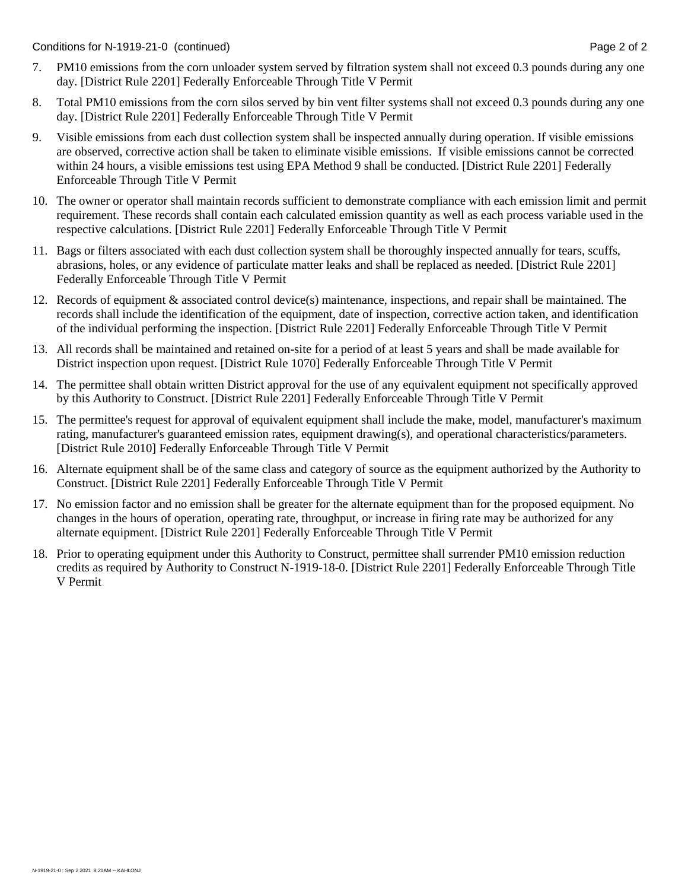7. PM10 emissions from the corn unloader system served by filtration system shall not exceed 0.3 pounds during any one day. [District Rule 2201] Federally Enforceable Through Title V Permit

8. Total PM10 emissions from the corn silos served by bin vent filter systems shall not exceed 0.3 pounds during any one day. [District Rule 2201] Federally Enforceable Through Title V Permit

9. Visible emissions from each dust collection system shall be inspected annually during operation. If visible emissions are observed, corrective action shall be taken to eliminate visible emissions. If visible emissions cannot be corrected within 24 hours, a visible emissions test using EPA Method 9 shall be conducted. [District Rule 2201] Federally Enforceable Through Title V Permit

10. The owner or operator shall maintain records sufficient to demonstrate compliance with each emission limit and permit requirement. These records shall contain each calculated emission quantity as well as each process variable used in the respective calculations. [District Rule 2201] Federally Enforceable Through Title V Permit

11. Bags or filters associated with each dust collection system shall be thoroughly inspected annually for tears, scuffs, abrasions, holes, or any evidence of particulate matter leaks and shall be replaced as needed. [District Rule 2201] Federally Enforceable Through Title V Permit

12. Records of equipment & associated control device(s) maintenance, inspections, and repair shall be maintained. The records shall include the identification of the equipment, date of inspection, corrective action taken, and identification of the individual performing the inspection. [District Rule 2201] Federally Enforceable Through Title V Permit

13. All records shall be maintained and retained on-site for a period of at least 5 years and shall be made available for District inspection upon request. [District Rule 1070] Federally Enforceable Through Title V Permit

14. The permittee shall obtain written District approval for the use of any equivalent equipment not specifically approved by this Authority to Construct. [District Rule 2201] Federally Enforceable Through Title V Permit

15. The permittee's request for approval of equivalent equipment shall include the make, model, manufacturer's maximum rating, manufacturer's guaranteed emission rates, equipment drawing(s), and operational characteristics/parameters. [District Rule 2010] Federally Enforceable Through Title V Permit

16. Alternate equipment shall be of the same class and category of source as the equipment authorized by the Authority to Construct. [District Rule 2201] Federally Enforceable Through Title V Permit

17. No emission factor and no emission shall be greater for the alternate equipment than for the proposed equipment. No changes in the hours of operation, operating rate, throughput, or increase in firing rate may be authorized for any alternate equipment. [District Rule 2201] Federally Enforceable Through Title V Permit

18. Prior to operating equipment under this Authority to Construct, permittee shall surrender PM10 emission reduction credits as required by Authority to Construct N-1919-18-0. [District Rule 2201] Federally Enforceable Through Title V Permit